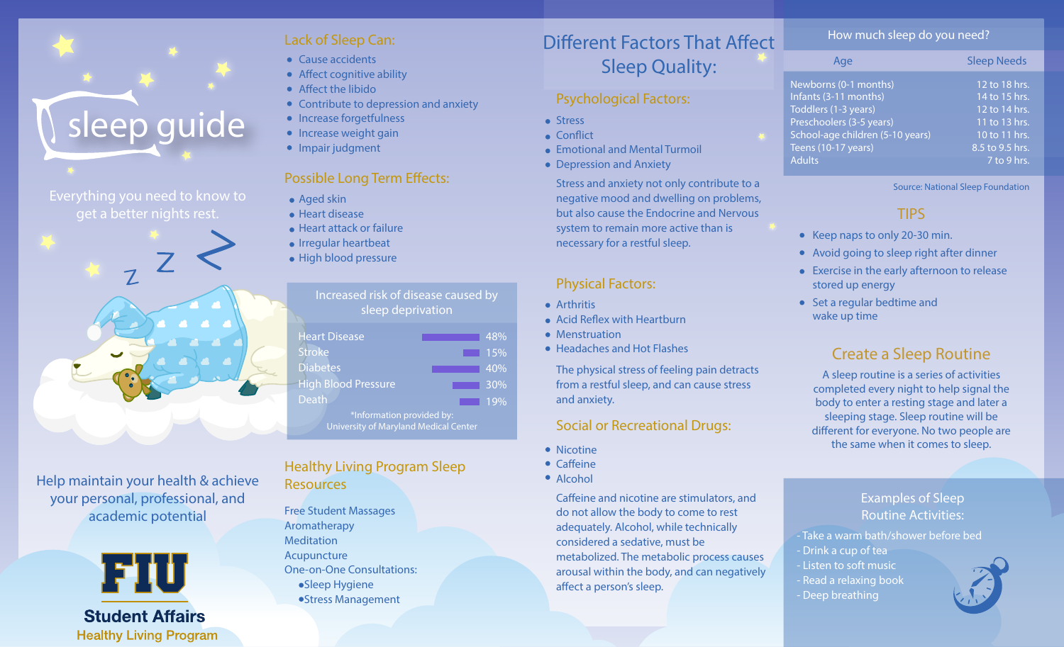# sleep guide

Everything you need to know to get a better nights rest.

Help maintain your health & achieve your personal, professional, and academic potential

**FIU**

**Student Affairs**

Healthy Living Program

## Lack of Sleep Can:

- Cause accidents
- Affect cognitive ability
- Affect the libido
- Contribute to depression and anxiety
- Increase forgetfulness
- Increase weight gain
- Impair judgment

## Possible Long Term Effects:

- Aged skin
- Heart disease
- Heart attack or failure
- Irregular heartbeat
- High blood pressure

### Increased risk of disease caused by sleep deprivation

| Disease | Increased Risk |
|---|---|
| Heart Disease | 48% |
| Stroke | 15% |
| Diabetes | 40% |
| High Blood Pressure | 30% |
| Death | 19% |

*Information provided by: University of Maryland Medical Center

## Healthy Living Program Sleep Resources

Free Student Massages
Aromatherapy
Meditation
Acupuncture
One-on-One Consultations:
- •Sleep Hygiene
- •Stress Management

# Different Factors That Affect Sleep Quality:

## Psychological Factors:

- Stress
- Conflict
- Emotional and Mental Turmoil
- Depression and Anxiety

Stress and anxiety not only contribute to a negative mood and dwelling on problems, but also cause the Endocrine and Nervous system to remain more active than is necessary for a restful sleep.

## Physical Factors:

- Arthritis
- Acid Reflex with Heartburn
- Menstruation
- Headaches and Hot Flashes

The physical stress of feeling pain detracts from a restful sleep, and can cause stress and anxiety.

## Social or Recreational Drugs:

- Nicotine
- Caffeine
- Alcohol

Caffeine and nicotine are stimulators, and do not allow the body to come to rest adequately. Alcohol, while technically considered a sedative, must be metabolized. The metabolic process causes arousal within the body, and can negatively affect a person's sleep.

## How much sleep do you need?

| Age | Sleep Needs |
|---|---|
| Newborns (0-1 months) | 12 to 18 hrs. |
| Infants (3-11 months) | 14 to 15 hrs. |
| Toddlers (1-3 years) | 12 to 14 hrs. |
| Preschoolers (3-5 years) | 11 to 13 hrs. |
| School-age children (5-10 years) | 10 to 11 hrs. |
| Teens (10-17 years) | 8.5 to 9.5 hrs. |
| Adults | 7 to 9 hrs. |

Source: National Sleep Foundation

## TIPS

- Keep naps to only 20-30 min.
- Avoid going to sleep right after dinner
- Exercise in the early afternoon to release stored up energy
- Set a regular bedtime and wake up time

## Create a Sleep Routine

A sleep routine is a series of activities completed every night to help signal the body to enter a resting stage and later a sleeping stage. Sleep routine will be different for everyone. No two people are the same when it comes to sleep.

### Examples of Sleep Routine Activities:

- Take a warm bath/shower before bed
- Drink a cup of tea
- Listen to soft music
- Read a relaxing book
- Deep breathing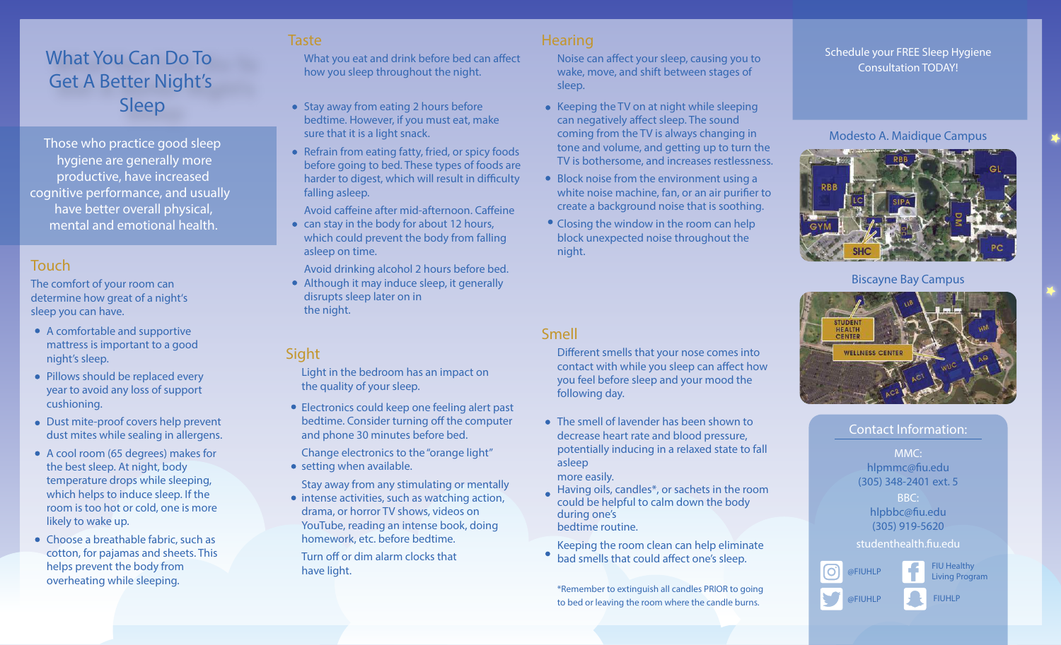# What You Can Do To Get A Better Night's Sleep

Those who practice good sleep hygiene are generally more productive, have increased cognitive performance, and usually have better overall physical, mental and emotional health.

## Touch

The comfort of your room can determine how great of a night's sleep you can have.

- A comfortable and supportive mattress is important to a good night's sleep.
- Pillows should be replaced every year to avoid any loss of support cushioning.
- Dust mite-proof covers help prevent dust mites while sealing in allergens.
- A cool room (65 degrees) makes for the best sleep. At night, body temperature drops while sleeping, which helps to induce sleep. If the room is too hot or cold, one is more likely to wake up.
- Choose a breathable fabric, such as cotton, for pajamas and sheets. This helps prevent the body from overheating while sleeping.

## Taste

What you eat and drink before bed can affect how you sleep throughout the night.

- Stay away from eating 2 hours before bedtime. However, if you must eat, make sure that it is a light snack.
- Refrain from eating fatty, fried, or spicy foods before going to bed. These types of foods are harder to digest, which will result in difficulty falling asleep.
- Avoid caffeine after mid-afternoon. Caffeine can stay in the body for about 12 hours, which could prevent the body from falling asleep on time.
- Avoid drinking alcohol 2 hours before bed. Although it may induce sleep, it generally disrupts sleep later on in the night.

## Sight

Light in the bedroom has an impact on the quality of your sleep.

- Electronics could keep one feeling alert past bedtime. Consider turning off the computer and phone 30 minutes before bed.
- Change electronics to the "orange light" setting when available.
- Stay away from any stimulating or mentally intense activities, such as watching action, drama, or horror TV shows, videos on YouTube, reading an intense book, doing homework, etc. before bedtime.
- Turn off or dim alarm clocks that have light.

## Hearing

Noise can affect your sleep, causing you to wake, move, and shift between stages of sleep.

- Keeping the TV on at night while sleeping can negatively affect sleep. The sound coming from the TV is always changing in tone and volume, and getting up to turn the TV is bothersome, and increases restlessness.
- Block noise from the environment using a white noise machine, fan, or an air purifier to create a background noise that is soothing.
- Closing the window in the room can help block unexpected noise throughout the night.

## Smell

Different smells that your nose comes into contact with while you sleep can affect how you feel before sleep and your mood the following day.

- The smell of lavender has been shown to decrease heart rate and blood pressure, potentially inducing in a relaxed state to fall asleep more easily.
- Having oils, candles*, or sachets in the room could be helpful to calm down the body during one's bedtime routine.
- Keeping the room clean can help eliminate bad smells that could affect one's sleep.

*Remember to extinguish all candles PRIOR to going to bed or leaving the room where the candle burns.

Schedule your FREE Sleep Hygiene Consultation TODAY!

Modesto A. Maidique Campus

RBB, GL, RBB, LC, SIPA, DM, GYM, SHC, PC

Biscayne Bay Campus

STUDENT HEALTH CENTER, WELLNESS CENTER, LIB, HM, AQ, WUC, AC1, AC2

## Contact Information:

MMC:
hlpmmc@fiu.edu
(305) 348-2401 ext. 5

BBC:
hlpbbc@fiu.edu
(305) 919-5620

studenthealth.fiu.edu

@FIUHLP
FIU Healthy Living Program
@FIUHLP
FIUHLP